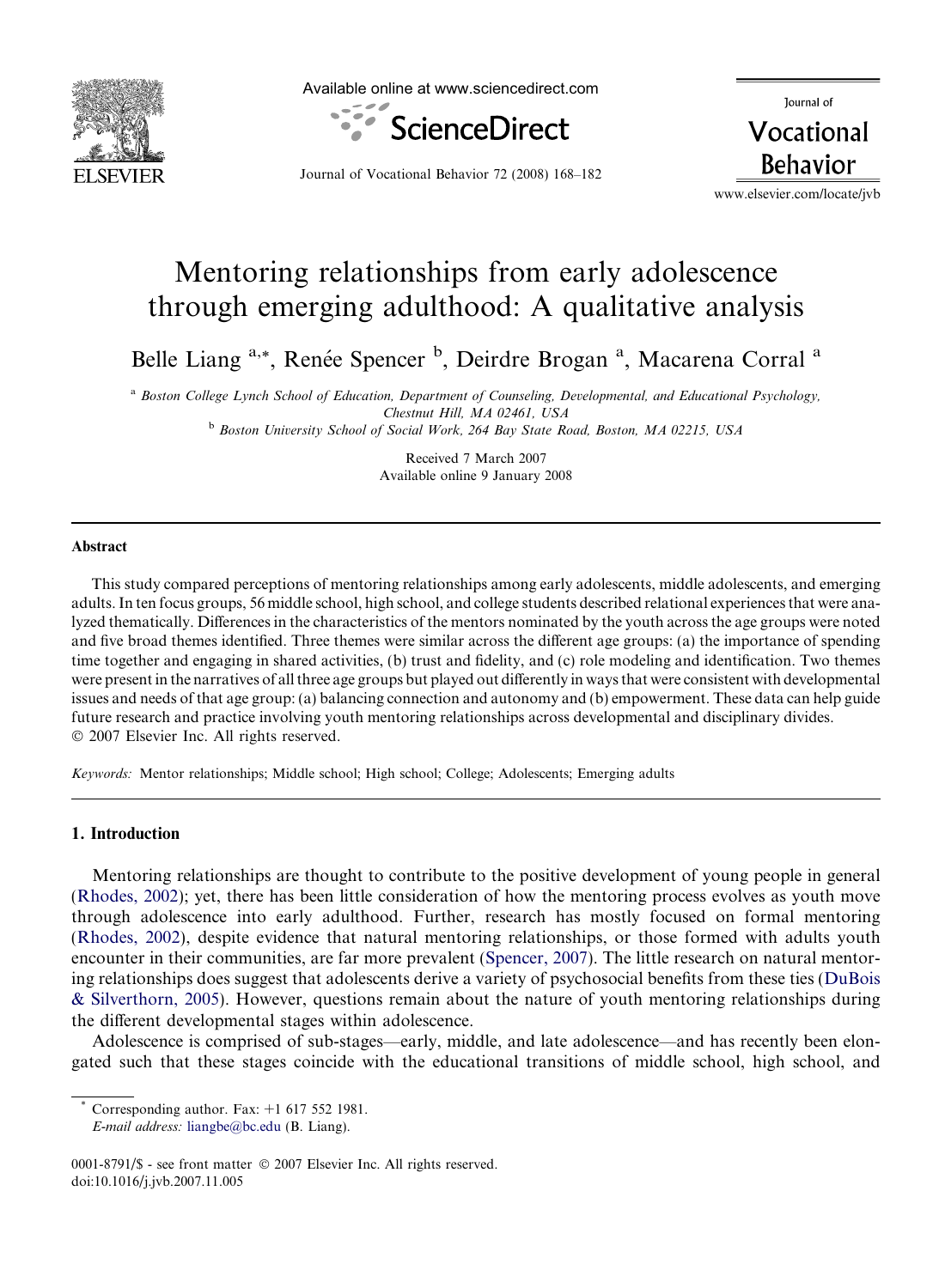# Mentoring relationships from early adolescence through emerging adulthood: A qualitative analysis

Belle Liang [a,*], Renée Spencer [b], Deirdre Brogan [a], Macarena Corral [a]

[a] Boston College Lynch School of Education, Department of Counseling, Developmental, and Educational Psychology, Chestnut Hill, MA 02461, USA

[b] Boston University School of Social Work, 264 Bay State Road, Boston, MA 02215, USA

Received 7 March 2007
Available online 9 January 2008

## Abstract

This study compared perceptions of mentoring relationships among early adolescents, middle adolescents, and emerging adults. In ten focus groups, 56 middle school, high school, and college students described relational experiences that were analyzed thematically. Differences in the characteristics of the mentors nominated by the youth across the age groups were noted and five broad themes identified. Three themes were similar across the different age groups: (a) the importance of spending time together and engaging in shared activities, (b) trust and fidelity, and (c) role modeling and identification. Two themes were present in the narratives of all three age groups but played out differently in ways that were consistent with developmental issues and needs of that age group: (a) balancing connection and autonomy and (b) empowerment. These data can help guide future research and practice involving youth mentoring relationships across developmental and disciplinary divides.
© 2007 Elsevier Inc. All rights reserved.

*Keywords:* Mentor relationships; Middle school; High school; College; Adolescents; Emerging adults

## 1. Introduction

Mentoring relationships are thought to contribute to the positive development of young people in general (Rhodes, 2002); yet, there has been little consideration of how the mentoring process evolves as youth move through adolescence into early adulthood. Further, research has mostly focused on formal mentoring (Rhodes, 2002), despite evidence that natural mentoring relationships, or those formed with adults youth encounter in their communities, are far more prevalent (Spencer, 2007). The little research on natural mentoring relationships does suggest that adolescents derive a variety of psychosocial benefits from these ties (DuBois & Silverthorn, 2005). However, questions remain about the nature of youth mentoring relationships during the different developmental stages within adolescence.

Adolescence is comprised of sub-stages—early, middle, and late adolescence—and has recently been elongated such that these stages coincide with the educational transitions of middle school, high school, and

* Corresponding author. Fax: +1 617 552 1981.
*E-mail address:* liangbe@bc.edu (B. Liang).

0001-8791/$ - see front matter © 2007 Elsevier Inc. All rights reserved.
doi:10.1016/j.jvb.2007.11.005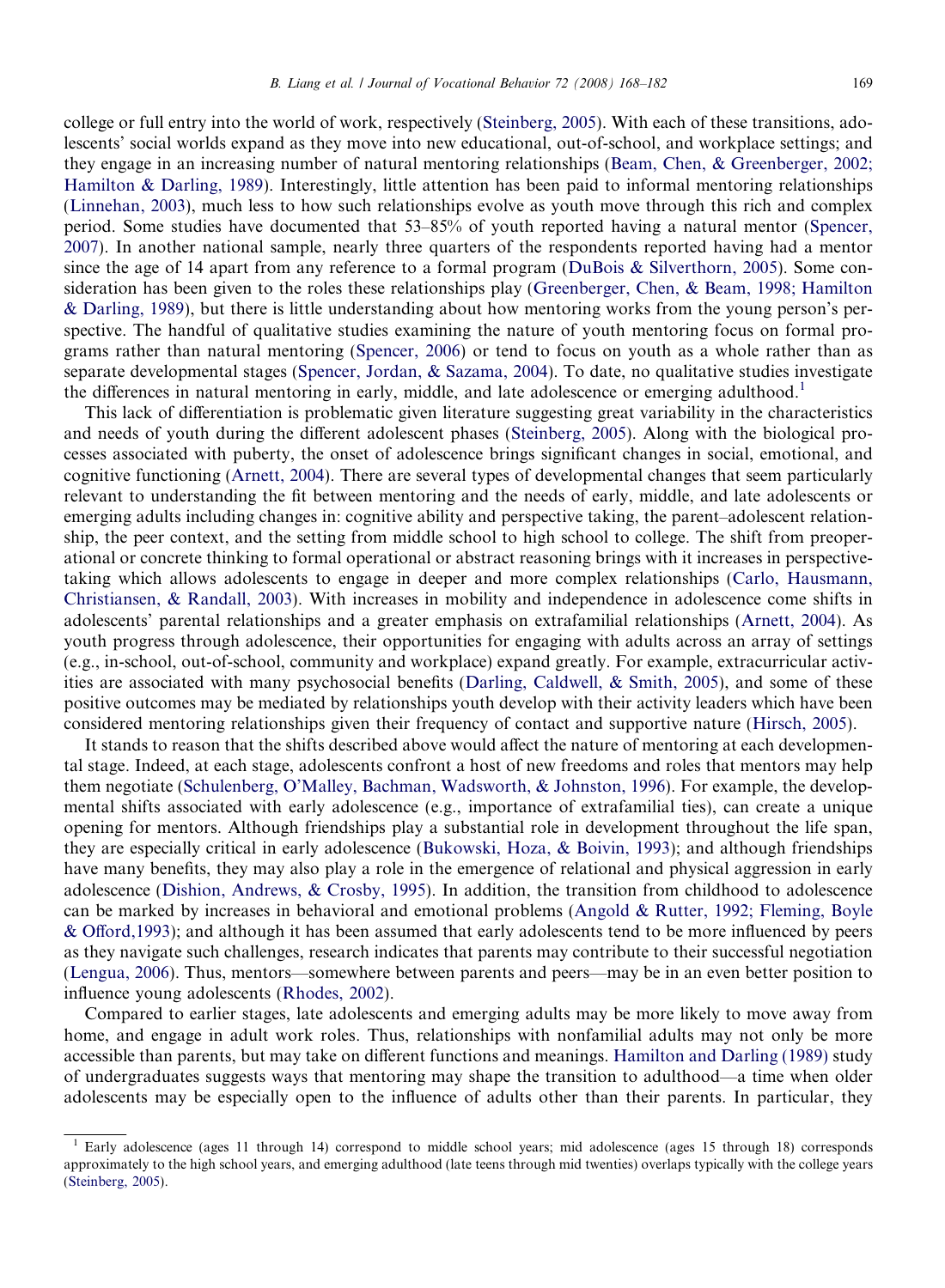college or full entry into the world of work, respectively (Steinberg, 2005). With each of these transitions, adolescents' social worlds expand as they move into new educational, out-of-school, and workplace settings; and they engage in an increasing number of natural mentoring relationships (Beam, Chen, & Greenberger, 2002; Hamilton & Darling, 1989). Interestingly, little attention has been paid to informal mentoring relationships (Linnehan, 2003), much less to how such relationships evolve as youth move through this rich and complex period. Some studies have documented that 53–85% of youth reported having a natural mentor (Spencer, 2007). In another national sample, nearly three quarters of the respondents reported having had a mentor since the age of 14 apart from any reference to a formal program (DuBois & Silverthorn, 2005). Some consideration has been given to the roles these relationships play (Greenberger, Chen, & Beam, 1998; Hamilton & Darling, 1989), but there is little understanding about how mentoring works from the young person's perspective. The handful of qualitative studies examining the nature of youth mentoring focus on formal programs rather than natural mentoring (Spencer, 2006) or tend to focus on youth as a whole rather than as separate developmental stages (Spencer, Jordan, & Sazama, 2004). To date, no qualitative studies investigate the differences in natural mentoring in early, middle, and late adolescence or emerging adulthood.[1]

This lack of differentiation is problematic given literature suggesting great variability in the characteristics and needs of youth during the different adolescent phases (Steinberg, 2005). Along with the biological processes associated with puberty, the onset of adolescence brings significant changes in social, emotional, and cognitive functioning (Arnett, 2004). There are several types of developmental changes that seem particularly relevant to understanding the fit between mentoring and the needs of early, middle, and late adolescents or emerging adults including changes in: cognitive ability and perspective taking, the parent–adolescent relationship, the peer context, and the setting from middle school to high school to college. The shift from preoperational or concrete thinking to formal operational or abstract reasoning brings with it increases in perspective-taking which allows adolescents to engage in deeper and more complex relationships (Carlo, Hausmann, Christiansen, & Randall, 2003). With increases in mobility and independence in adolescence come shifts in adolescents' parental relationships and a greater emphasis on extrafamilial relationships (Arnett, 2004). As youth progress through adolescence, their opportunities for engaging with adults across an array of settings (e.g., in-school, out-of-school, community and workplace) expand greatly. For example, extracurricular activities are associated with many psychosocial benefits (Darling, Caldwell, & Smith, 2005), and some of these positive outcomes may be mediated by relationships youth develop with their activity leaders which have been considered mentoring relationships given their frequency of contact and supportive nature (Hirsch, 2005).

It stands to reason that the shifts described above would affect the nature of mentoring at each developmental stage. Indeed, at each stage, adolescents confront a host of new freedoms and roles that mentors may help them negotiate (Schulenberg, O'Malley, Bachman, Wadsworth, & Johnston, 1996). For example, the developmental shifts associated with early adolescence (e.g., importance of extrafamilial ties), can create a unique opening for mentors. Although friendships play a substantial role in development throughout the life span, they are especially critical in early adolescence (Bukowski, Hoza, & Boivin, 1993); and although friendships have many benefits, they may also play a role in the emergence of relational and physical aggression in early adolescence (Dishion, Andrews, & Crosby, 1995). In addition, the transition from childhood to adolescence can be marked by increases in behavioral and emotional problems (Angold & Rutter, 1992; Fleming, Boyle & Offord, 1993); and although it has been assumed that early adolescents tend to be more influenced by peers as they navigate such challenges, research indicates that parents may contribute to their successful negotiation (Lengua, 2006). Thus, mentors—somewhere between parents and peers—may be in an even better position to influence young adolescents (Rhodes, 2002).

Compared to earlier stages, late adolescents and emerging adults may be more likely to move away from home, and engage in adult work roles. Thus, relationships with nonfamilial adults may not only be more accessible than parents, but may take on different functions and meanings. Hamilton and Darling (1989) study of undergraduates suggests ways that mentoring may shape the transition to adulthood—a time when older adolescents may be especially open to the influence of adults other than their parents. In particular, they

[1] Early adolescence (ages 11 through 14) correspond to middle school years; mid adolescence (ages 15 through 18) corresponds approximately to the high school years, and emerging adulthood (late teens through mid twenties) overlaps typically with the college years (Steinberg, 2005).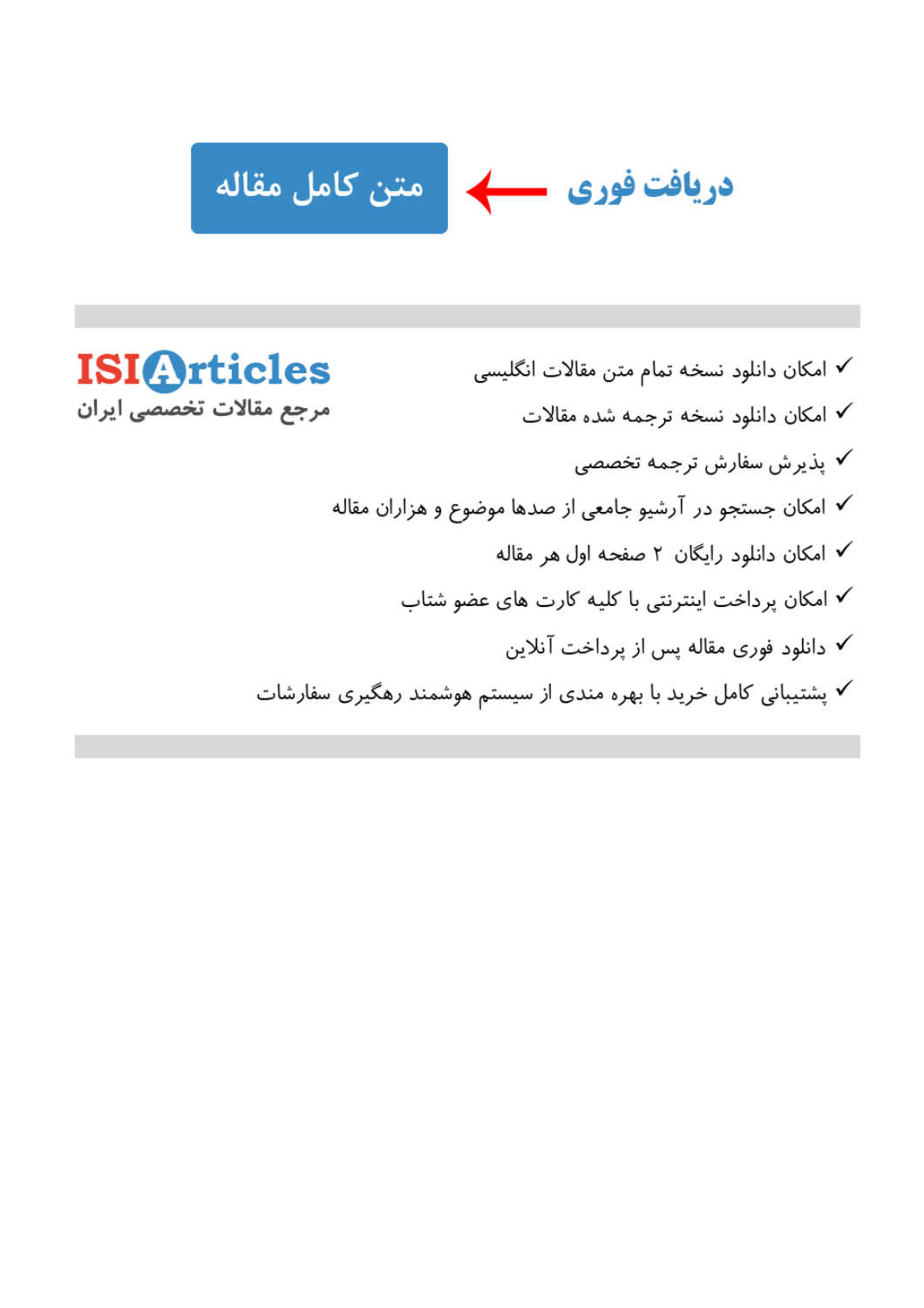دریافت فوری ← **متن کامل مقاله**

**ISIArticles**
مرجع مقالات تخصصی ایران

- ✓ امکان دانلود نسخه تمام متن مقالات انگلیسی
- ✓ امکان دانلود نسخه ترجمه شده مقالات
- ✓ پذیرش سفارش ترجمه تخصصی
- ✓ امکان جستجو در آرشیو جامعی از صدها موضوع و هزاران مقاله
- ✓ امکان دانلود رایگان ۲ صفحه اول هر مقاله
- ✓ امکان پرداخت اینترنتی با کلیه کارت های عضو شتاب
- ✓ دانلود فوری مقاله پس از پرداخت آنلاین
- ✓ پشتیبانی کامل خرید با بهره مندی از سیستم هوشمند رهگیری سفارشات